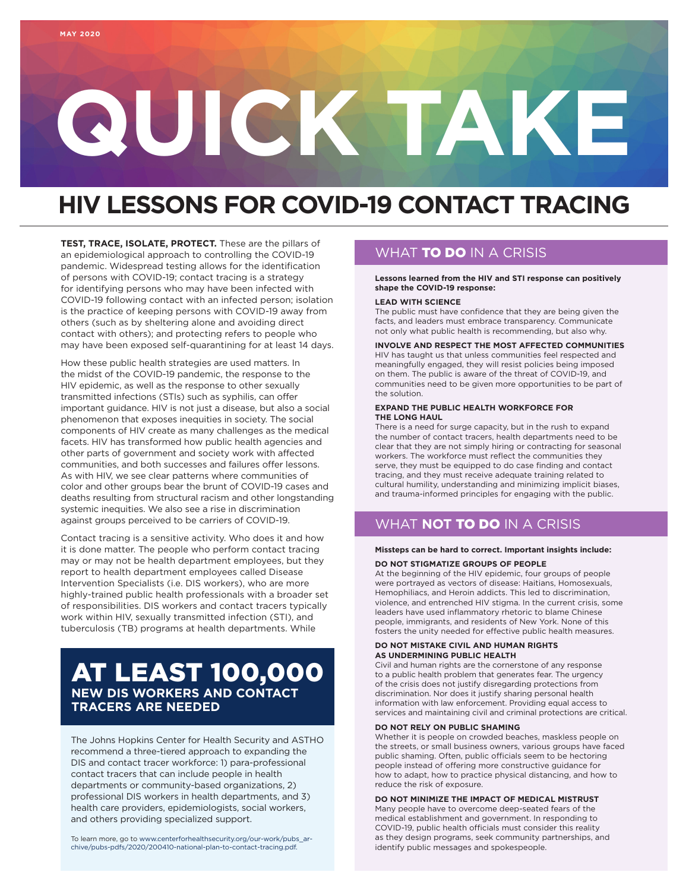MAY 2020

# QUICK TAKE

## HIV LESSONS FOR COVID-19 CONTACT TRACING

**TEST, TRACE, ISOLATE, PROTECT.** These are the pillars of an epidemiological approach to controlling the COVID-19 pandemic. Widespread testing allows for the identification of persons with COVID-19; contact tracing is a strategy for identifying persons who may have been infected with COVID-19 following contact with an infected person; isolation is the practice of keeping persons with COVID-19 away from others (such as by sheltering alone and avoiding direct contact with others); and protecting refers to people who may have been exposed self-quarantining for at least 14 days.

How these public health strategies are used matters. In the midst of the COVID-19 pandemic, the response to the HIV epidemic, as well as the response to other sexually transmitted infections (STIs) such as syphilis, can offer important guidance. HIV is not just a disease, but also a social phenomenon that exposes inequities in society. The social components of HIV create as many challenges as the medical facets. HIV has transformed how public health agencies and other parts of government and society work with affected communities, and both successes and failures offer lessons. As with HIV, we see clear patterns where communities of color and other groups bear the brunt of COVID-19 cases and deaths resulting from structural racism and other longstanding systemic inequities. We also see a rise in discrimination against groups perceived to be carriers of COVID-19.

Contact tracing is a sensitive activity. Who does it and how it is done matter. The people who perform contact tracing may or may not be health department employees, but they report to health department employees called Disease Intervention Specialists (i.e. DIS workers), who are more highly-trained public health professionals with a broader set of responsibilities. DIS workers and contact tracers typically work within HIV, sexually transmitted infection (STI), and tuberculosis (TB) programs at health departments. While

### AT LEAST 100,000 NEW DIS WORKERS AND CONTACT TRACERS ARE NEEDED

The Johns Hopkins Center for Health Security and ASTHO recommend a three-tiered approach to expanding the DIS and contact tracer workforce: 1) para-professional contact tracers that can include people in health departments or community-based organizations, 2) professional DIS workers in health departments, and 3) health care providers, epidemiologists, social workers, and others providing specialized support.

To learn more, go to www.centerforhealthsecurity.org/our-work/pubs_archive/pubs-pdfs/2020/200410-national-plan-to-contact-tracing.pdf.

## WHAT **TO DO** IN A CRISIS

**Lessons learned from the HIV and STI response can positively shape the COVID-19 response:**

**LEAD WITH SCIENCE**

The public must have confidence that they are being given the facts, and leaders must embrace transparency. Communicate not only what public health is recommending, but also why.

**INVOLVE AND RESPECT THE MOST AFFECTED COMMUNITIES**

HIV has taught us that unless communities feel respected and meaningfully engaged, they will resist policies being imposed on them. The public is aware of the threat of COVID-19, and communities need to be given more opportunities to be part of the solution.

**EXPAND THE PUBLIC HEALTH WORKFORCE FOR THE LONG HAUL**

There is a need for surge capacity, but in the rush to expand the number of contact tracers, health departments need to be clear that they are not simply hiring or contracting for seasonal workers. The workforce must reflect the communities they serve, they must be equipped to do case finding and contact tracing, and they must receive adequate training related to cultural humility, understanding and minimizing implicit biases, and trauma-informed principles for engaging with the public.

## WHAT **NOT TO DO** IN A CRISIS

**Missteps can be hard to correct. Important insights include:**

**DO NOT STIGMATIZE GROUPS OF PEOPLE**

At the beginning of the HIV epidemic, four groups of people were portrayed as vectors of disease: Haitians, Homosexuals, Hemophiliacs, and Heroin addicts. This led to discrimination, violence, and entrenched HIV stigma. In the current crisis, some leaders have used inflammatory rhetoric to blame Chinese people, immigrants, and residents of New York. None of this fosters the unity needed for effective public health measures.

**DO NOT MISTAKE CIVIL AND HUMAN RIGHTS AS UNDERMINING PUBLIC HEALTH**

Civil and human rights are the cornerstone of any response to a public health problem that generates fear. The urgency of the crisis does not justify disregarding protections from discrimination. Nor does it justify sharing personal health information with law enforcement. Providing equal access to services and maintaining civil and criminal protections are critical.

**DO NOT RELY ON PUBLIC SHAMING**

Whether it is people on crowded beaches, maskless people on the streets, or small business owners, various groups have faced public shaming. Often, public officials seem to be hectoring people instead of offering more constructive guidance for how to adapt, how to practice physical distancing, and how to reduce the risk of exposure.

**DO NOT MINIMIZE THE IMPACT OF MEDICAL MISTRUST**

Many people have to overcome deep-seated fears of the medical establishment and government. In responding to COVID-19, public health officials must consider this reality as they design programs, seek community partnerships, and identify public messages and spokespeople.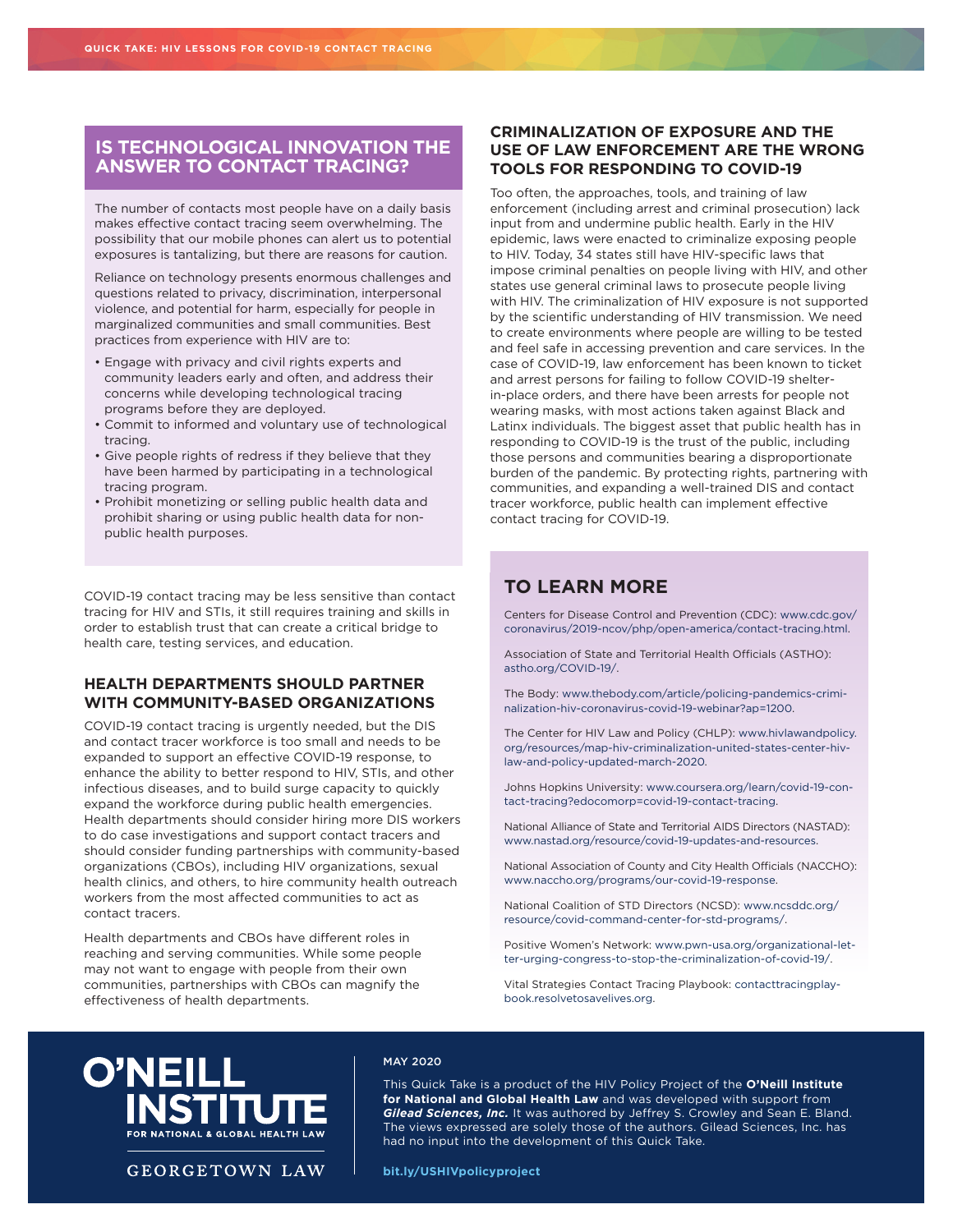## IS TECHNOLOGICAL INNOVATION THE ANSWER TO CONTACT TRACING?

The number of contacts most people have on a daily basis makes effective contact tracing seem overwhelming. The possibility that our mobile phones can alert us to potential exposures is tantalizing, but there are reasons for caution.

Reliance on technology presents enormous challenges and questions related to privacy, discrimination, interpersonal violence, and potential for harm, especially for people in marginalized communities and small communities. Best practices from experience with HIV are to:

- Engage with privacy and civil rights experts and community leaders early and often, and address their concerns while developing technological tracing programs before they are deployed.
- Commit to informed and voluntary use of technological tracing.
- Give people rights of redress if they believe that they have been harmed by participating in a technological tracing program.
- Prohibit monetizing or selling public health data and prohibit sharing or using public health data for non-public health purposes.

COVID-19 contact tracing may be less sensitive than contact tracing for HIV and STIs, it still requires training and skills in order to establish trust that can create a critical bridge to health care, testing services, and education.

### HEALTH DEPARTMENTS SHOULD PARTNER WITH COMMUNITY-BASED ORGANIZATIONS

COVID-19 contact tracing is urgently needed, but the DIS and contact tracer workforce is too small and needs to be expanded to support an effective COVID-19 response, to enhance the ability to better respond to HIV, STIs, and other infectious diseases, and to build surge capacity to quickly expand the workforce during public health emergencies. Health departments should consider hiring more DIS workers to do case investigations and support contact tracers and should consider funding partnerships with community-based organizations (CBOs), including HIV organizations, sexual health clinics, and others, to hire community health outreach workers from the most affected communities to act as contact tracers.

Health departments and CBOs have different roles in reaching and serving communities. While some people may not want to engage with people from their own communities, partnerships with CBOs can magnify the effectiveness of health departments.

### CRIMINALIZATION OF EXPOSURE AND THE USE OF LAW ENFORCEMENT ARE THE WRONG TOOLS FOR RESPONDING TO COVID-19

Too often, the approaches, tools, and training of law enforcement (including arrest and criminal prosecution) lack input from and undermine public health. Early in the HIV epidemic, laws were enacted to criminalize exposing people to HIV. Today, 34 states still have HIV-specific laws that impose criminal penalties on people living with HIV, and other states use general criminal laws to prosecute people living with HIV. The criminalization of HIV exposure is not supported by the scientific understanding of HIV transmission. We need to create environments where people are willing to be tested and feel safe in accessing prevention and care services. In the case of COVID-19, law enforcement has been known to ticket and arrest persons for failing to follow COVID-19 shelter-in-place orders, and there have been arrests for people not wearing masks, with most actions taken against Black and Latinx individuals. The biggest asset that public health has in responding to COVID-19 is the trust of the public, including those persons and communities bearing a disproportionate burden of the pandemic. By protecting rights, partnering with communities, and expanding a well-trained DIS and contact tracer workforce, public health can implement effective contact tracing for COVID-19.

## TO LEARN MORE

Centers for Disease Control and Prevention (CDC): www.cdc.gov/coronavirus/2019-ncov/php/open-america/contact-tracing.html.

Association of State and Territorial Health Officials (ASTHO): astho.org/COVID-19/.

The Body: www.thebody.com/article/policing-pandemics-criminalization-hiv-coronavirus-covid-19-webinar?ap=1200.

The Center for HIV Law and Policy (CHLP): www.hivlawandpolicy.org/resources/map-hiv-criminalization-united-states-center-hiv-law-and-policy-updated-march-2020.

Johns Hopkins University: www.coursera.org/learn/covid-19-contact-tracing?edocomorp=covid-19-contact-tracing.

National Alliance of State and Territorial AIDS Directors (NASTAD): www.nastad.org/resource/covid-19-updates-and-resources.

National Association of County and City Health Officials (NACCHO): www.naccho.org/programs/our-covid-19-response.

National Coalition of STD Directors (NCSD): www.ncsddc.org/resource/covid-command-center-for-std-programs/.

Positive Women's Network: www.pwn-usa.org/organizational-letter-urging-congress-to-stop-the-criminalization-of-covid-19/.

Vital Strategies Contact Tracing Playbook: contacttracingplaybook.resolvetosavelives.org.

O'NEILL INSTITUTE FOR NATIONAL & GLOBAL HEALTH LAW

GEORGETOWN LAW

MAY 2020

This Quick Take is a product of the HIV Policy Project of the **O'Neill Institute for National and Global Health Law** and was developed with support from ***Gilead Sciences, Inc.*** It was authored by Jeffrey S. Crowley and Sean E. Bland. The views expressed are solely those of the authors. Gilead Sciences, Inc. has had no input into the development of this Quick Take.

**bit.ly/USHIVpolicyproject**